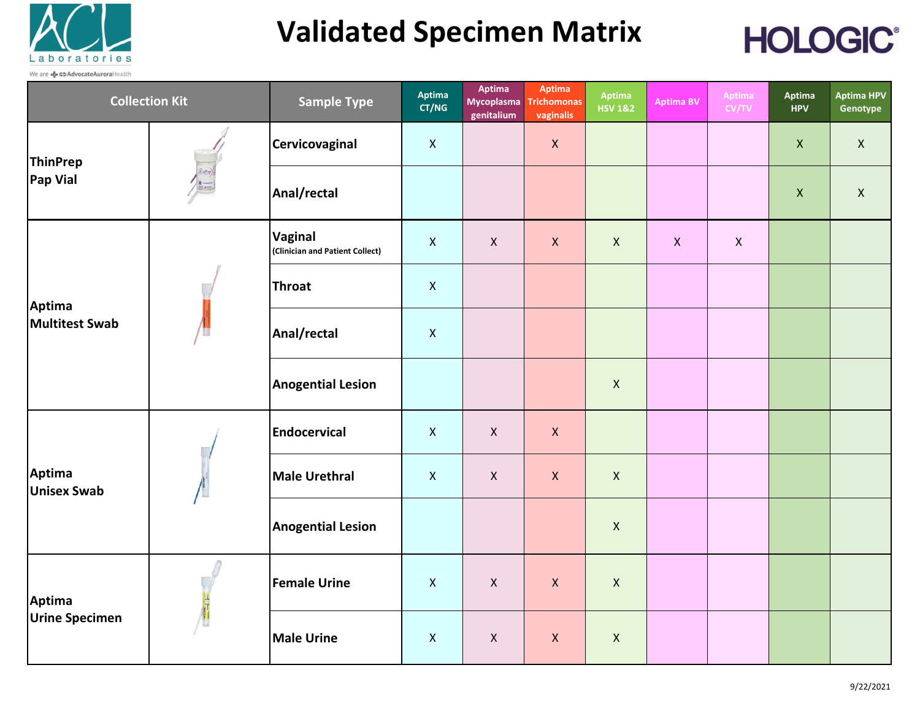# Validated Specimen Matrix

ACL Laboratories — We are AdvocateAuroraHealth

HOLOGIC®

| Collection Kit | Sample Type | Aptima CT/NG | Aptima Mycoplasma genitalium | Aptima Trichomonas vaginalis | Aptima HSV 1&2 | Aptima BV | Aptima CV/TV | Aptima HPV | Aptima HPV Genotype |
|---|---|---|---|---|---|---|---|---|---|
| ThinPrep Pap Vial | Cervicovaginal | X | | X | | | | X | X |
| | Anal/rectal | | | | | | | X | X |
| Aptima Multitest Swab | Vaginal (Clinician and Patient Collect) | X | X | X | X | X | X | | |
| | Throat | X | | | | | | | |
| | Anal/rectal | X | | | | | | | |
| | Anogential Lesion | | | | X | | | | |
| Aptima Unisex Swab | Endocervical | X | X | X | | | | | |
| | Male Urethral | X | X | X | X | | | | |
| | Anogential Lesion | | | | X | | | | |
| Aptima Urine Specimen | Female Urine | X | X | X | X | | | | |
| | Male Urine | X | X | X | X | | | | |

9/22/2021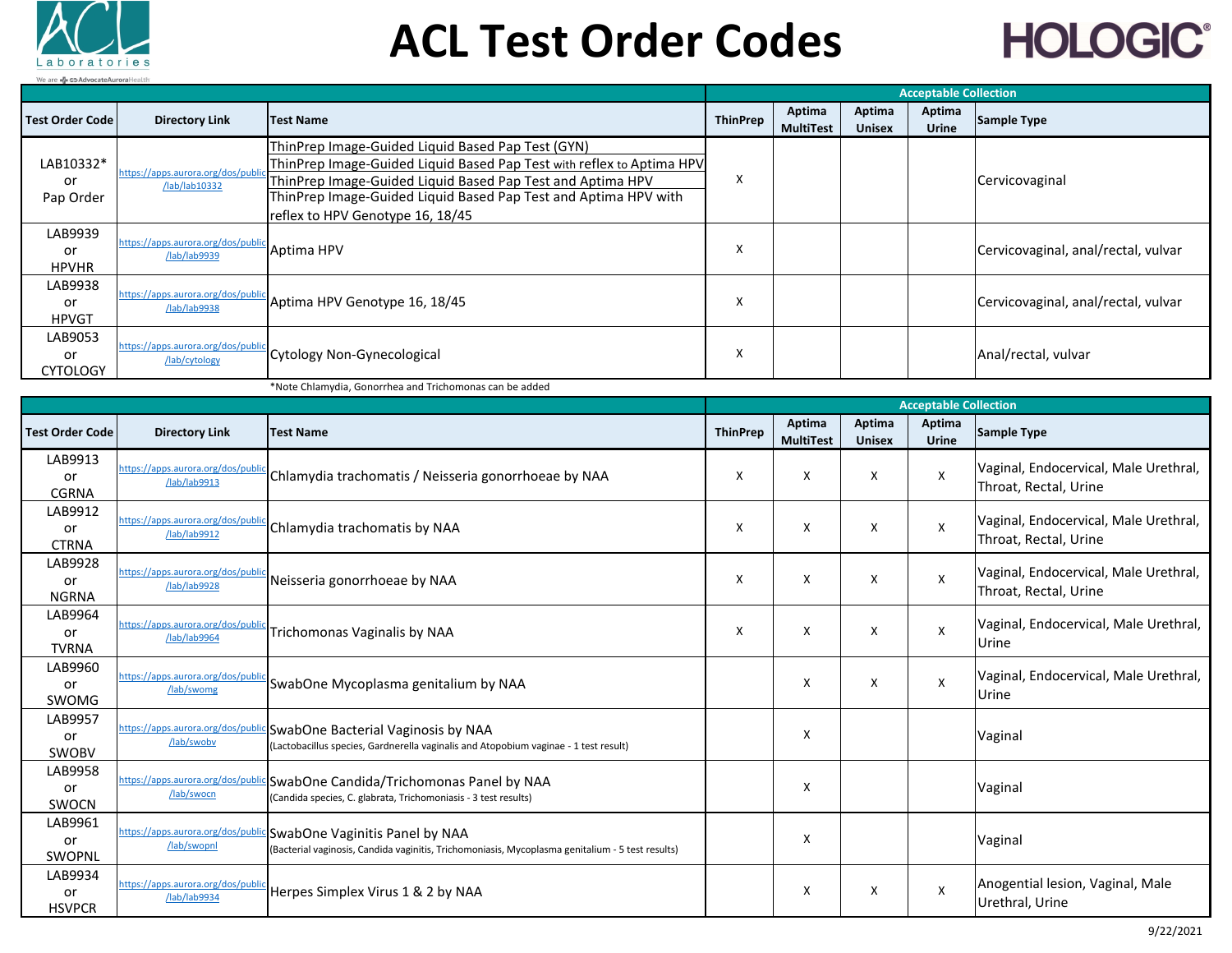# ACL Test Order Codes

| | | | Acceptable Collection | | | | |
|---|---|---|---|---|---|---|---|
| **Test Order Code** | **Directory Link** | **Test Name** | **ThinPrep** | **Aptima MultiTest** | **Aptima Unisex** | **Aptima Urine** | **Sample Type** |
| LAB10332* or Pap Order | https://apps.aurora.org/dos/public/lab/lab10332 | ThinPrep Image-Guided Liquid Based Pap Test (GYN)<br>ThinPrep Image-Guided Liquid Based Pap Test with reflex to Aptima HPV<br>ThinPrep Image-Guided Liquid Based Pap Test and Aptima HPV<br>ThinPrep Image-Guided Liquid Based Pap Test and Aptima HPV with reflex to HPV Genotype 16, 18/45 | X | | | | Cervicovaginal |
| LAB9939 or HPVHR | https://apps.aurora.org/dos/public/lab/lab9939 | Aptima HPV | X | | | | Cervicovaginal, anal/rectal, vulvar |
| LAB9938 or HPVGT | https://apps.aurora.org/dos/public/lab/lab9938 | Aptima HPV Genotype 16, 18/45 | X | | | | Cervicovaginal, anal/rectal, vulvar |
| LAB9053 or CYTOLOGY | https://apps.aurora.org/dos/public/lab/cytology | Cytology Non-Gynecological | X | | | | Anal/rectal, vulvar |

*Note Chlamydia, Gonorrhea and Trichomonas can be added

| | | | Acceptable Collection | | | | |
|---|---|---|---|---|---|---|---|
| **Test Order Code** | **Directory Link** | **Test Name** | **ThinPrep** | **Aptima MultiTest** | **Aptima Unisex** | **Aptima Urine** | **Sample Type** |
| LAB9913 or CGRNA | https://apps.aurora.org/dos/public/lab/lab9913 | Chlamydia trachomatis / Neisseria gonorrhoeae by NAA | X | X | X | X | Vaginal, Endocervical, Male Urethral, Throat, Rectal, Urine |
| LAB9912 or CTRNA | https://apps.aurora.org/dos/public/lab/lab9912 | Chlamydia trachomatis by NAA | X | X | X | X | Vaginal, Endocervical, Male Urethral, Throat, Rectal, Urine |
| LAB9928 or NGRNA | https://apps.aurora.org/dos/public/lab/lab9928 | Neisseria gonorrhoeae by NAA | X | X | X | X | Vaginal, Endocervical, Male Urethral, Throat, Rectal, Urine |
| LAB9964 or TVRNA | https://apps.aurora.org/dos/public/lab/lab9964 | Trichomonas Vaginalis by NAA | X | X | X | X | Vaginal, Endocervical, Male Urethral, Urine |
| LAB9960 or SWOMG | https://apps.aurora.org/dos/public/lab/swomg | SwabOne Mycoplasma genitalium by NAA | | X | X | X | Vaginal, Endocervical, Male Urethral, Urine |
| LAB9957 or SWOBV | https://apps.aurora.org/dos/public/lab/swobv | SwabOne Bacterial Vaginosis by NAA<br>(Lactobacillus species, Gardnerella vaginalis and Atopobium vaginae - 1 test result) | | X | | | Vaginal |
| LAB9958 or SWOCN | https://apps.aurora.org/dos/public/lab/swocn | SwabOne Candida/Trichomonas Panel by NAA<br>(Candida species, C. glabrata, Trichomoniasis - 3 test results) | | X | | | Vaginal |
| LAB9961 or SWOPNL | https://apps.aurora.org/dos/public/lab/swopnl | SwabOne Vaginitis Panel by NAA<br>(Bacterial vaginosis, Candida vaginitis, Trichomoniasis, Mycoplasma genitalium - 5 test results) | | X | | | Vaginal |
| LAB9934 or HSVPCR | https://apps.aurora.org/dos/public/lab/lab9934 | Herpes Simplex Virus 1 & 2 by NAA | | X | X | X | Anogential lesion, Vaginal, Male Urethral, Urine |

9/22/2021